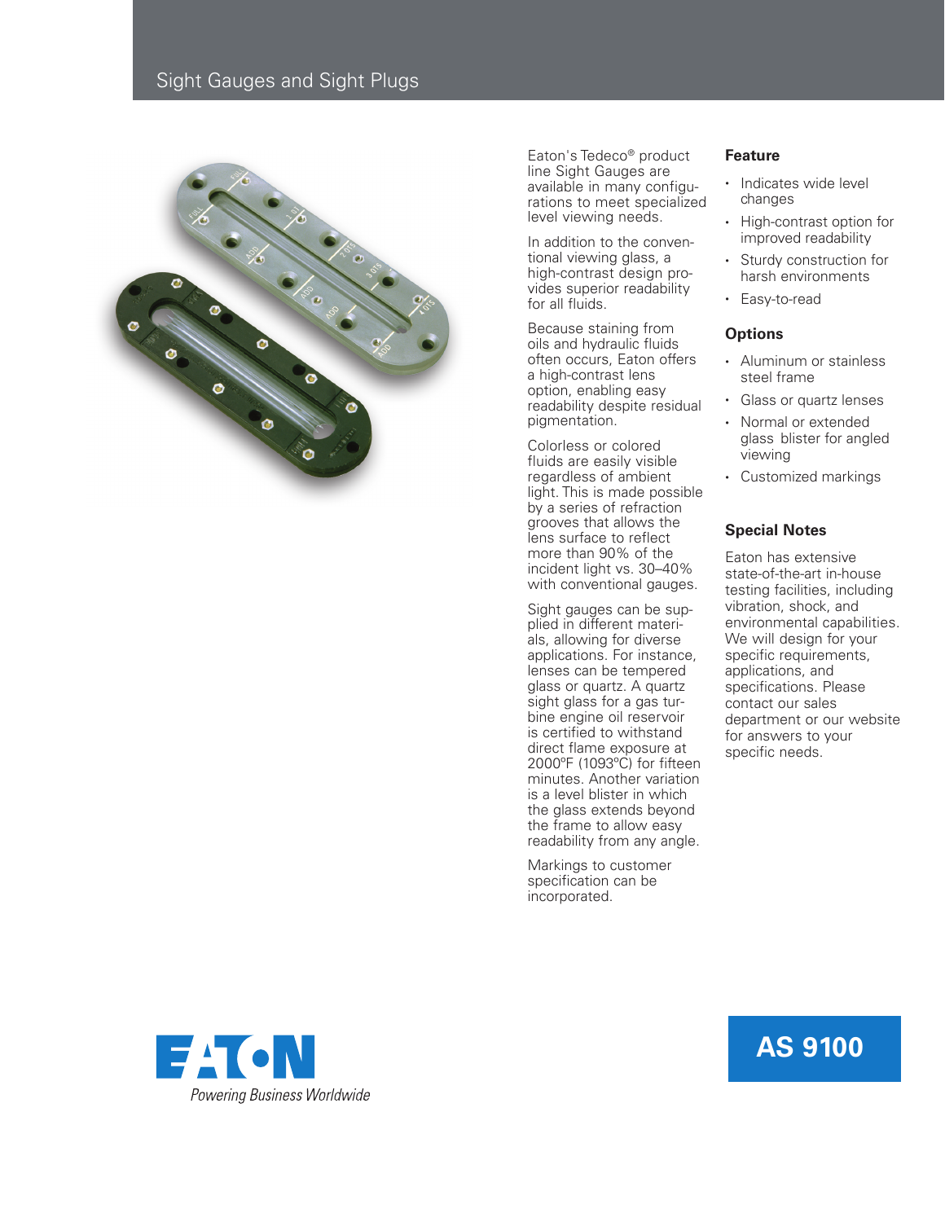# Sight Gauges and Sight Plugs

Eaton's Tedeco® product line Sight Gauges are available in many configurations to meet specialized level viewing needs.

In addition to the conventional viewing glass, a high-contrast design provides superior readability for all fluids.

Because staining from oils and hydraulic fluids often occurs, Eaton offers a high-contrast lens option, enabling easy readability despite residual pigmentation.

Colorless or colored fluids are easily visible regardless of ambient light. This is made possible by a series of refraction grooves that allows the lens surface to reflect more than 90% of the incident light vs. 30–40% with conventional gauges.

Sight gauges can be supplied in different materials, allowing for diverse applications. For instance, lenses can be tempered glass or quartz. A quartz sight glass for a gas turbine engine oil reservoir is certified to withstand direct flame exposure at 2000ºF (1093ºC) for fifteen minutes. Another variation is a level blister in which the glass extends beyond the frame to allow easy readability from any angle.

Markings to customer specification can be incorporated.

## Feature

- Indicates wide level changes
- High-contrast option for improved readability
- Sturdy construction for harsh environments
- Easy-to-read

## Options

- Aluminum or stainless steel frame
- Glass or quartz lenses
- Normal or extended glass blister for angled viewing
- Customized markings

## Special Notes

Eaton has extensive state-of-the-art in-house testing facilities, including vibration, shock, and environmental capabilities. We will design for your specific requirements, applications, and specifications. Please contact our sales department or our website for answers to your specific needs.

EATON

*Powering Business Worldwide*

**AS 9100**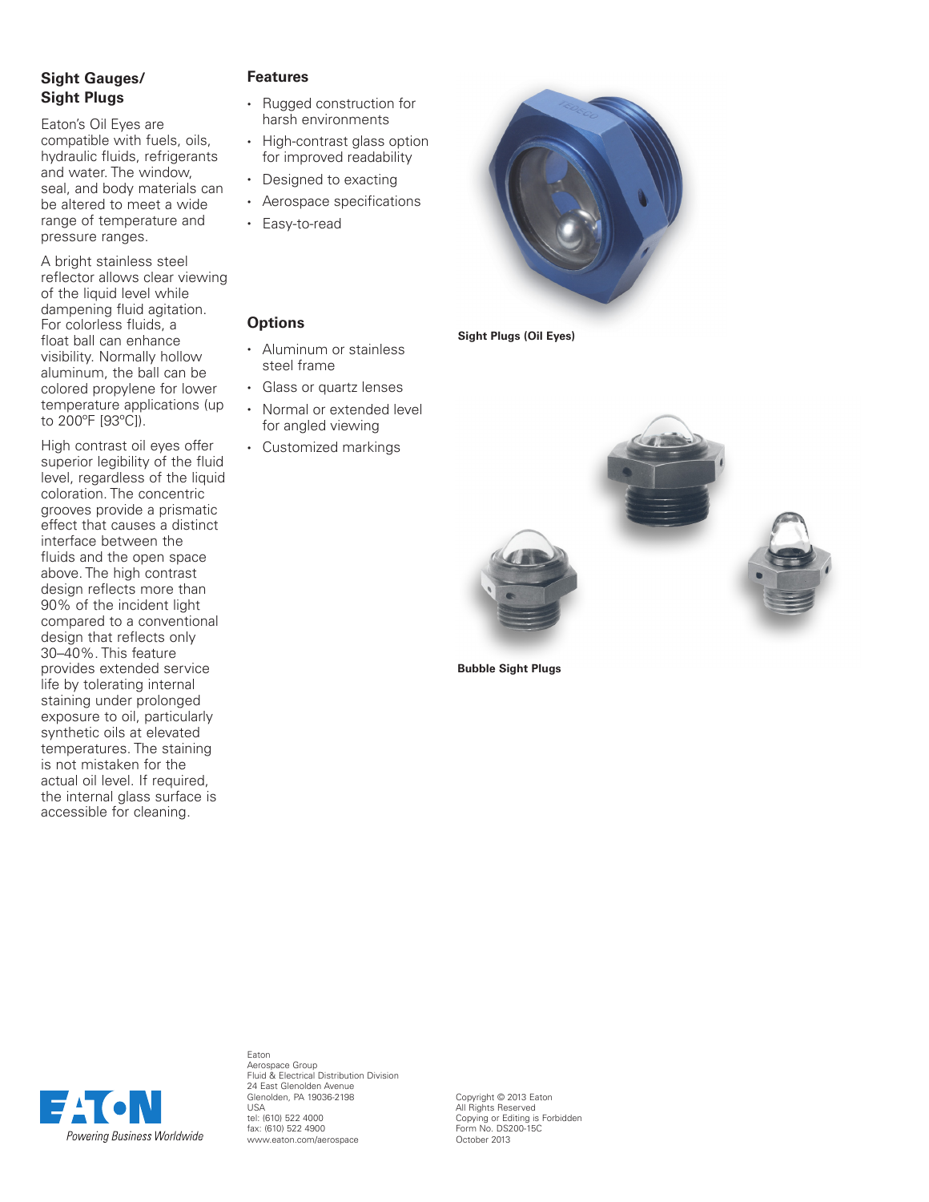## Sight Gauges/ Sight Plugs

Eaton's Oil Eyes are compatible with fuels, oils, hydraulic fluids, refrigerants and water. The window, seal, and body materials can be altered to meet a wide range of temperature and pressure ranges.

A bright stainless steel reflector allows clear viewing of the liquid level while dampening fluid agitation. For colorless fluids, a float ball can enhance visibility. Normally hollow aluminum, the ball can be colored propylene for lower temperature applications (up to 200°F [93°C]).

High contrast oil eyes offer superior legibility of the fluid level, regardless of the liquid coloration. The concentric grooves provide a prismatic effect that causes a distinct interface between the fluids and the open space above. The high contrast design reflects more than 90% of the incident light compared to a conventional design that reflects only 30–40%. This feature provides extended service life by tolerating internal staining under prolonged exposure to oil, particularly synthetic oils at elevated temperatures. The staining is not mistaken for the actual oil level. If required, the internal glass surface is accessible for cleaning.

### Features

- Rugged construction for harsh environments
- High-contrast glass option for improved readability
- Designed to exacting
- Aerospace specifications
- Easy-to-read

### Options

- Aluminum or stainless steel frame
- Glass or quartz lenses
- Normal or extended level for angled viewing
- Customized markings

**Sight Plugs (Oil Eyes)**

**Bubble Sight Plugs**

EATON
*Powering Business Worldwide*

Eaton
Aerospace Group
Fluid & Electrical Distribution Division
24 East Glenolden Avenue
Glenolden, PA 19036-2198
USA
tel: (610) 522 4000
fax: (610) 522 4900
www.eaton.com/aerospace

Copyright © 2013 Eaton
All Rights Reserved
Copying or Editing is Forbidden
Form No. DS200-15C
October 2013